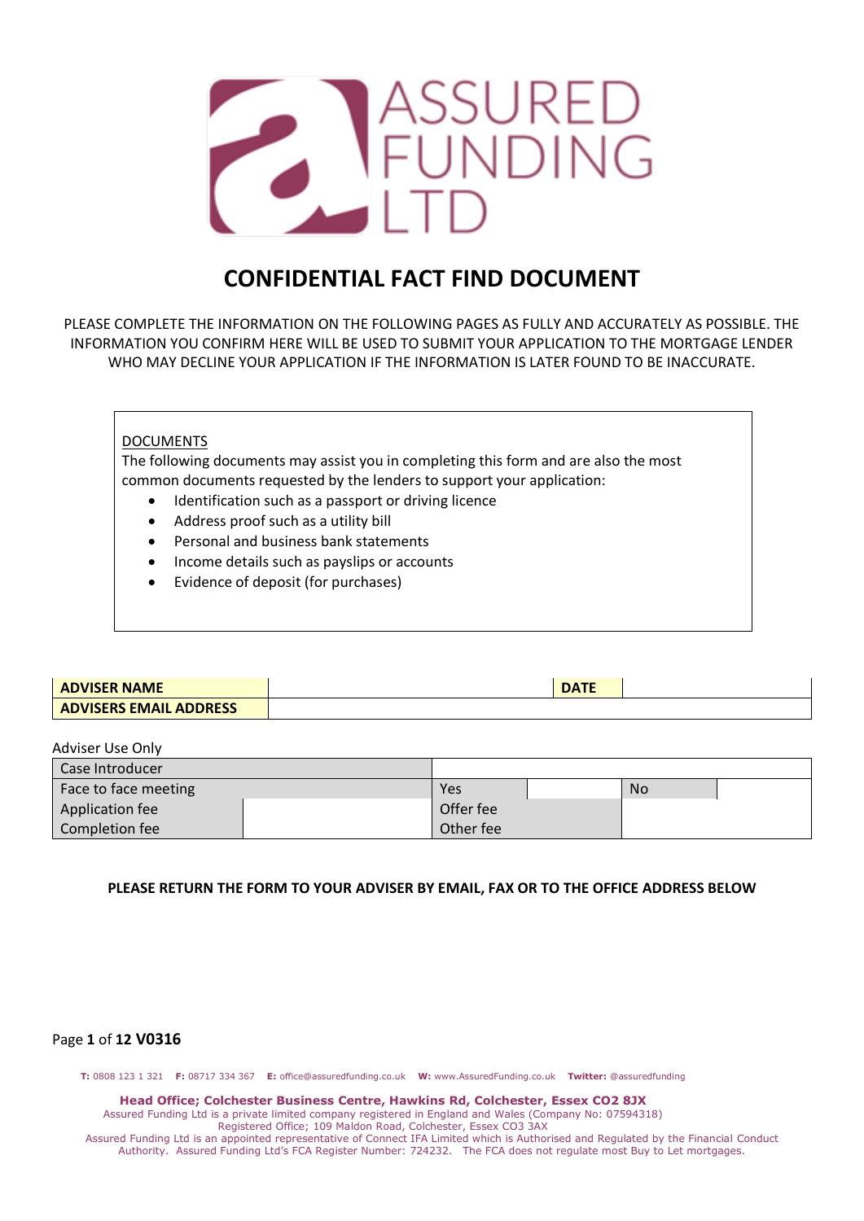ASSURED FUNDING LTD

# CONFIDENTIAL FACT FIND DOCUMENT

PLEASE COMPLETE THE INFORMATION ON THE FOLLOWING PAGES AS FULLY AND ACCURATELY AS POSSIBLE. THE INFORMATION YOU CONFIRM HERE WILL BE USED TO SUBMIT YOUR APPLICATION TO THE MORTGAGE LENDER WHO MAY DECLINE YOUR APPLICATION IF THE INFORMATION IS LATER FOUND TO BE INACCURATE.

DOCUMENTS

The following documents may assist you in completing this form and are also the most common documents requested by the lenders to support your application:

- Identification such as a passport or driving licence
- Address proof such as a utility bill
- Personal and business bank statements
- Income details such as payslips or accounts
- Evidence of deposit (for purchases)

| **ADVISER NAME** | | **DATE** | |
|---|---|---|---|
| **ADVISERS EMAIL ADDRESS** | | | |

Adviser Use Only

| Case Introducer | | | | | |
|---|---|---|---|---|---|
| Face to face meeting | | Yes | | No | |
| Application fee | | Offer fee | | | |
| Completion fee | | Other fee | | | |

**PLEASE RETURN THE FORM TO YOUR ADVISER BY EMAIL, FAX OR TO THE OFFICE ADDRESS BELOW**

**T:** 0808 123 1 321 **F:** 08717 334 367 **E:** office@assuredfunding.co.uk **W:** www.AssuredFunding.co.uk **Twitter:** @assuredfunding

**Head Office; Colchester Business Centre, Hawkins Rd, Colchester, Essex CO2 8JX**

Assured Funding Ltd is a private limited company registered in England and Wales (Company No: 07594318)

Registered Office; 109 Maldon Road, Colchester, Essex CO3 3AX

Assured Funding Ltd is an appointed representative of Connect IFA Limited which is Authorised and Regulated by the Financial Conduct Authority. Assured Funding Ltd's FCA Register Number: 724232. The FCA does not regulate most Buy to Let mortgages.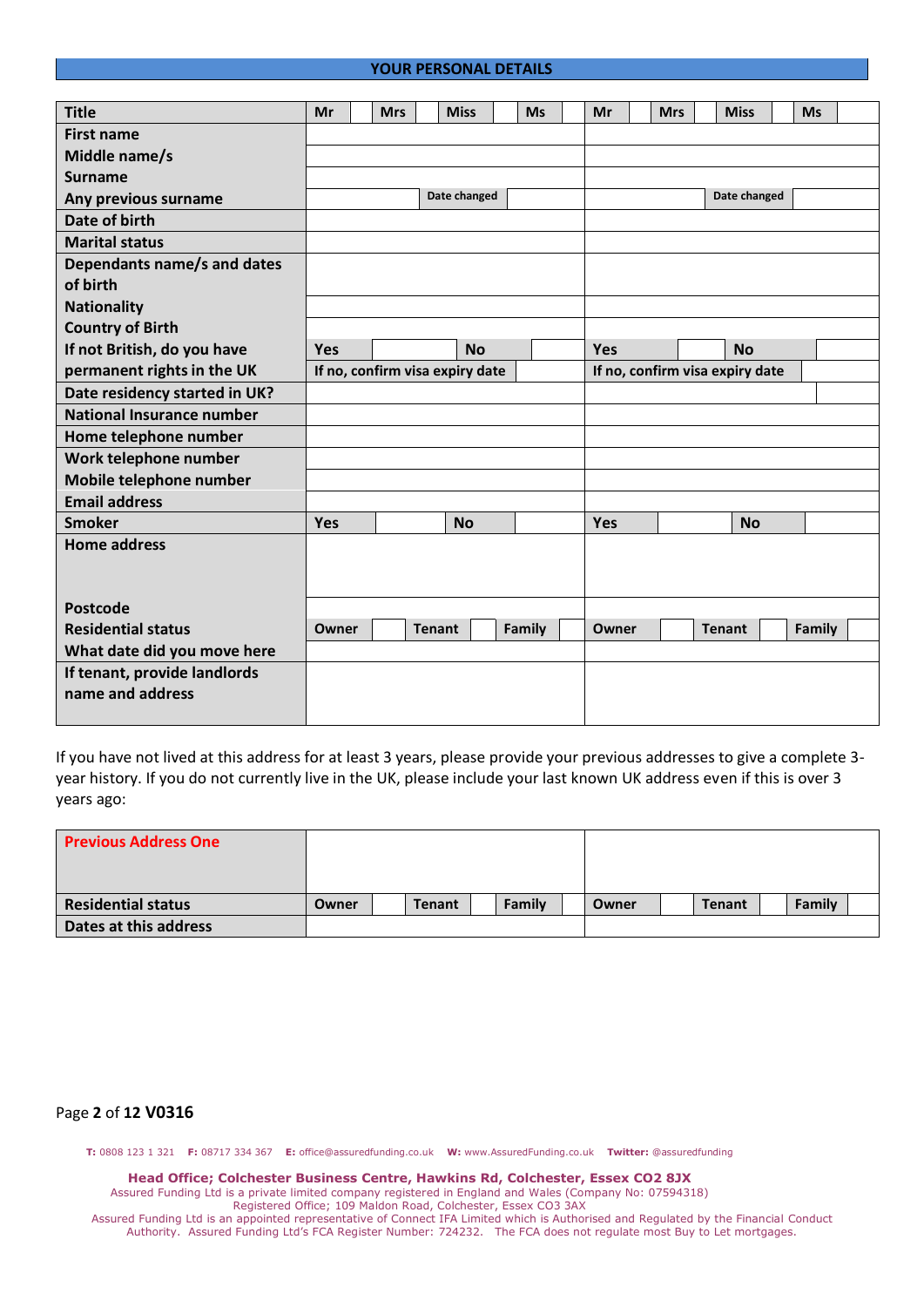## YOUR PERSONAL DETAILS

| Field | Applicant 1 | Applicant 2 |
|---|---|---|
| Title | Mr / Mrs / Miss / Ms | Mr / Mrs / Miss / Ms |
| First name | | |
| Middle name/s | | |
| Surname | | |
| Any previous surname | Date changed | Date changed |
| Date of birth | | |
| Marital status | | |
| Dependants name/s and dates of birth | | |
| Nationality | | |
| Country of Birth | | |
| If not British, do you have permanent rights in the UK | Yes / No<br>If no, confirm visa expiry date | Yes / No<br>If no, confirm visa expiry date |
| Date residency started in UK? | | |
| National Insurance number | | |
| Home telephone number | | |
| Work telephone number | | |
| Mobile telephone number | | |
| Email address | | |
| Smoker | Yes / No | Yes / No |
| Home address | | |
| Postcode | | |
| Residential status | Owner / Tenant / Family | Owner / Tenant / Family |
| What date did you move here | | |
| If tenant, provide landlords name and address | | |

If you have not lived at this address for at least 3 years, please provide your previous addresses to give a complete 3-year history. If you do not currently live in the UK, please include your last known UK address even if this is over 3 years ago:

| Field | Applicant 1 | Applicant 2 |
|---|---|---|
| Previous Address One | | |
| Residential status | Owner / Tenant / Family | Owner / Tenant / Family |
| Dates at this address | | |

**T:** 0808 123 1 321 **F:** 08717 334 367 **E:** office@assuredfunding.co.uk **W:** www.AssuredFunding.co.uk **Twitter:** @assuredfunding

**Head Office; Colchester Business Centre, Hawkins Rd, Colchester, Essex CO2 8JX**
Assured Funding Ltd is a private limited company registered in England and Wales (Company No: 07594318)
Registered Office; 109 Maldon Road, Colchester, Essex CO3 3AX
Assured Funding Ltd is an appointed representative of Connect IFA Limited which is Authorised and Regulated by the Financial Conduct Authority. Assured Funding Ltd's FCA Register Number: 724232. The FCA does not regulate most Buy to Let mortgages.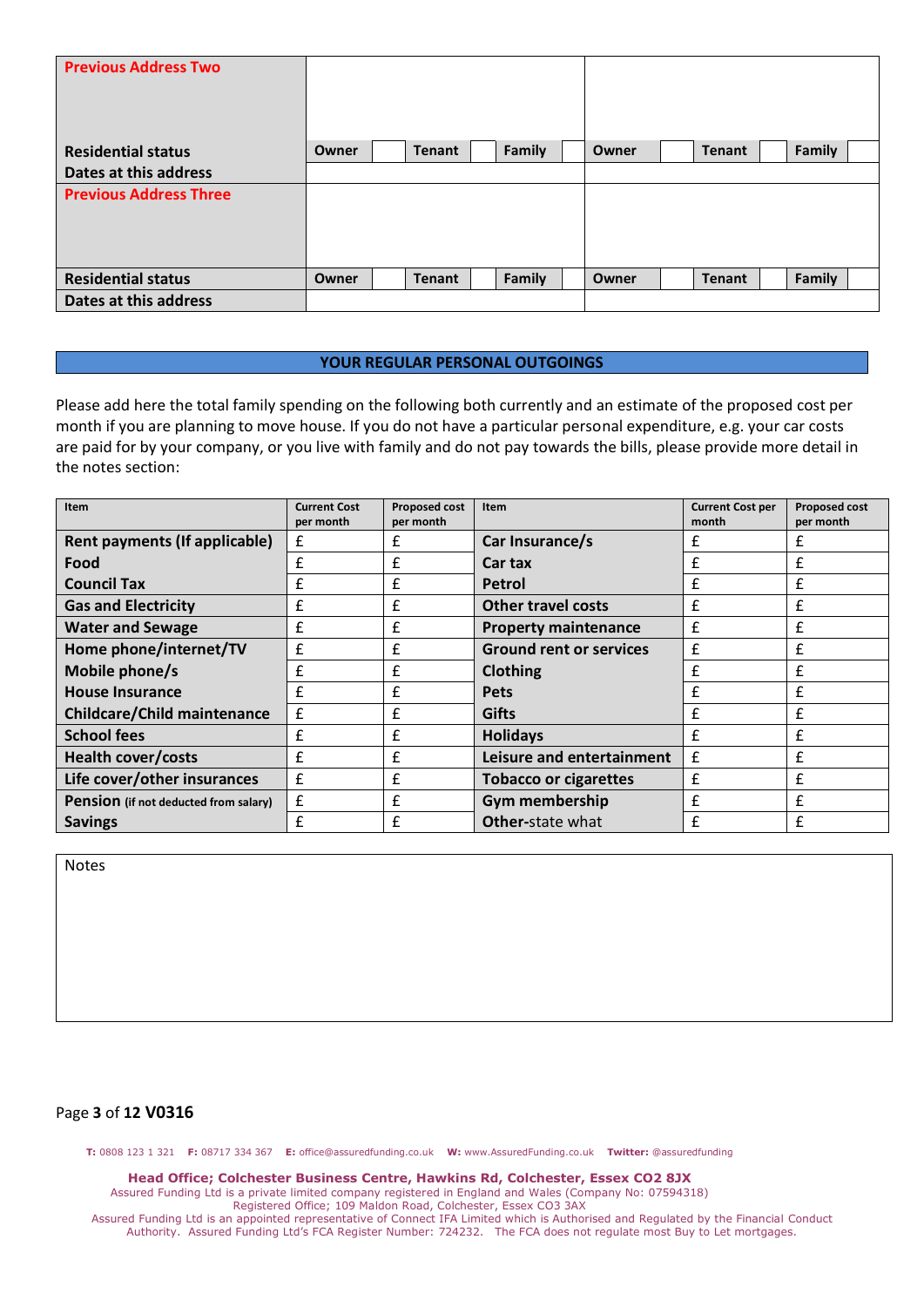| Previous Address Two | | | | | | | | | | | | |
|---|---|---|---|---|---|---|---|---|---|---|---|---|
| | | | | | | | | | | | | |
| **Residential status** | **Owner** | | **Tenant** | | **Family** | | **Owner** | | **Tenant** | | **Family** | |
| **Dates at this address** | | | | | | | | | | | | |
| **Previous Address Three** | | | | | | | | | | | | |
| **Residential status** | **Owner** | | **Tenant** | | **Family** | | **Owner** | | **Tenant** | | **Family** | |
| **Dates at this address** | | | | | | | | | | | | |

## YOUR REGULAR PERSONAL OUTGOINGS

Please add here the total family spending on the following both currently and an estimate of the proposed cost per month if you are planning to move house. If you do not have a particular personal expenditure, e.g. your car costs are paid for by your company, or you live with family and do not pay towards the bills, please provide more detail in the notes section:

| Item | Current Cost per month | Proposed cost per month | Item | Current Cost per month | Proposed cost per month |
|---|---|---|---|---|---|
| **Rent payments (If applicable)** | £ | £ | **Car Insurance/s** | £ | £ |
| **Food** | £ | £ | **Car tax** | £ | £ |
| **Council Tax** | £ | £ | **Petrol** | £ | £ |
| **Gas and Electricity** | £ | £ | **Other travel costs** | £ | £ |
| **Water and Sewage** | £ | £ | **Property maintenance** | £ | £ |
| **Home phone/internet/TV** | £ | £ | **Ground rent or services** | £ | £ |
| **Mobile phone/s** | £ | £ | **Clothing** | £ | £ |
| **House Insurance** | £ | £ | **Pets** | £ | £ |
| **Childcare/Child maintenance** | £ | £ | **Gifts** | £ | £ |
| **School fees** | £ | £ | **Holidays** | £ | £ |
| **Health cover/costs** | £ | £ | **Leisure and entertainment** | £ | £ |
| **Life cover/other insurances** | £ | £ | **Tobacco or cigarettes** | £ | £ |
| **Pension** (if not deducted from salary) | £ | £ | **Gym membership** | £ | £ |
| **Savings** | £ | £ | **Other**-state what | £ | £ |

| Notes |
|---|
| |

**V0316**

**T:** 0808 123 1 321 **F:** 08717 334 367 **E:** office@assuredfunding.co.uk **W:** www.AssuredFunding.co.uk **Twitter:** @assuredfunding

**Head Office; Colchester Business Centre, Hawkins Rd, Colchester, Essex CO2 8JX**
Assured Funding Ltd is a private limited company registered in England and Wales (Company No: 07594318)
Registered Office; 109 Maldon Road, Colchester, Essex CO3 3AX
Assured Funding Ltd is an appointed representative of Connect IFA Limited which is Authorised and Regulated by the Financial Conduct Authority. Assured Funding Ltd's FCA Register Number: 724232. The FCA does not regulate most Buy to Let mortgages.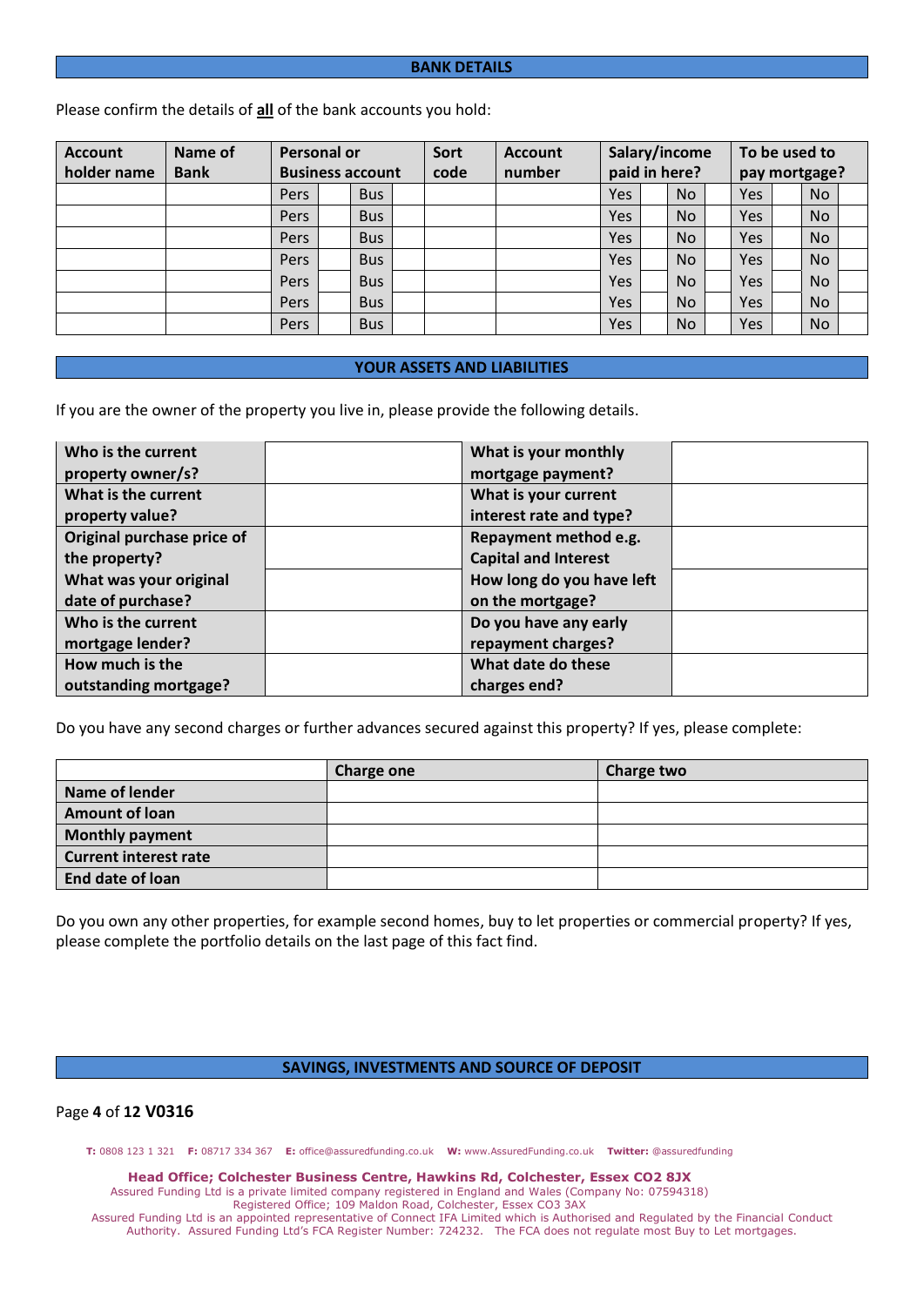## BANK DETAILS

Please confirm the details of **all** of the bank accounts you hold:

| Account holder name | Name of Bank | Personal or Business account | | | | Sort code | Account number | Salary/income paid in here? | | | | To be used to pay mortgage? | | | |
|---|---|---|---|---|---|---|---|---|---|---|---|---|---|---|---|
| | | Pers | | Bus | | | | Yes | | No | | Yes | | No | |
| | | Pers | | Bus | | | | Yes | | No | | Yes | | No | |
| | | Pers | | Bus | | | | Yes | | No | | Yes | | No | |
| | | Pers | | Bus | | | | Yes | | No | | Yes | | No | |
| | | Pers | | Bus | | | | Yes | | No | | Yes | | No | |
| | | Pers | | Bus | | | | Yes | | No | | Yes | | No | |
| | | Pers | | Bus | | | | Yes | | No | | Yes | | No | |

## YOUR ASSETS AND LIABILITIES

If you are the owner of the property you live in, please provide the following details.

| | | | |
|---|---|---|---|
| **Who is the current property owner/s?** | | **What is your monthly mortgage payment?** | |
| **What is the current property value?** | | **What is your current interest rate and type?** | |
| **Original purchase price of the property?** | | **Repayment method e.g. Capital and Interest** | |
| **What was your original date of purchase?** | | **How long do you have left on the mortgage?** | |
| **Who is the current mortgage lender?** | | **Do you have any early repayment charges?** | |
| **How much is the outstanding mortgage?** | | **What date do these charges end?** | |

Do you have any second charges or further advances secured against this property? If yes, please complete:

| | Charge one | Charge two |
|---|---|---|
| **Name of lender** | | |
| **Amount of loan** | | |
| **Monthly payment** | | |
| **Current interest rate** | | |
| **End date of loan** | | |

Do you own any other properties, for example second homes, buy to let properties or commercial property? If yes, please complete the portfolio details on the last page of this fact find.

## SAVINGS, INVESTMENTS AND SOURCE OF DEPOSIT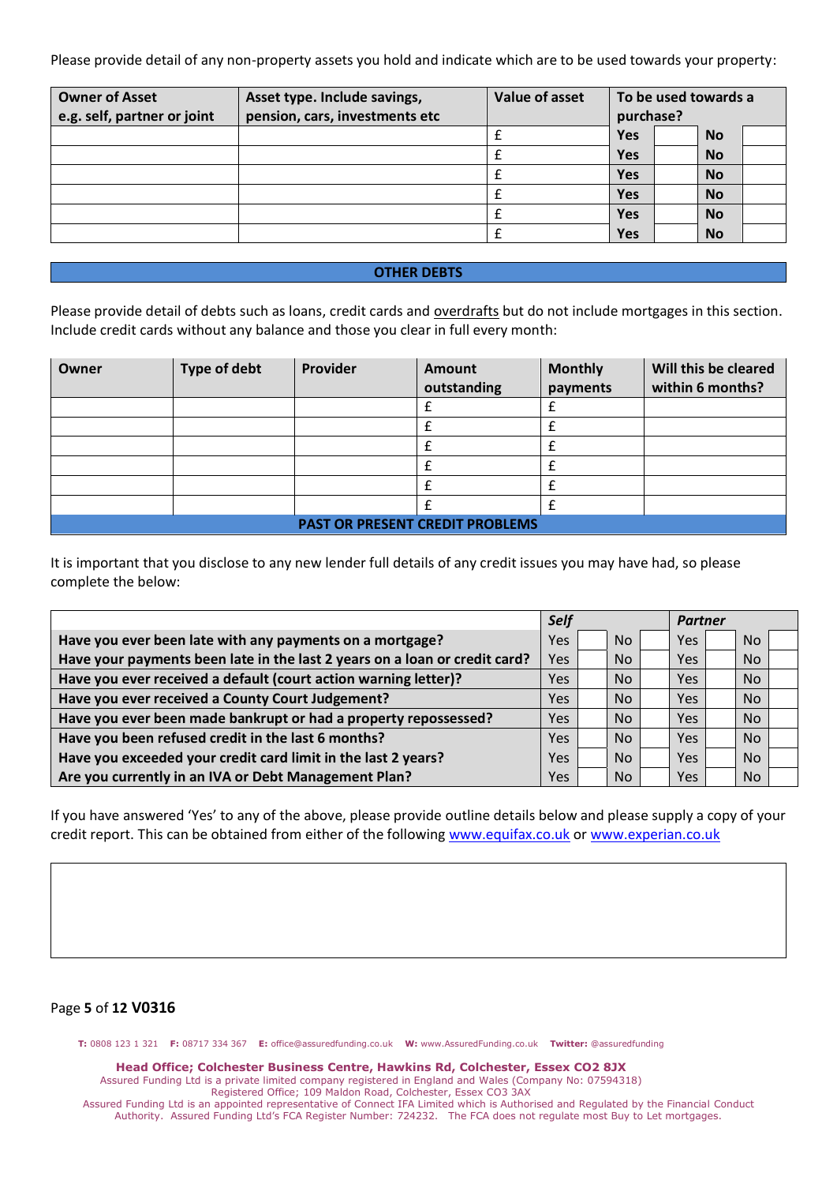Please provide detail of any non-property assets you hold and indicate which are to be used towards your property:

| Owner of Asset e.g. self, partner or joint | Asset type. Include savings, pension, cars, investments etc | Value of asset | To be used towards a purchase? | | | |
|---|---|---|---|---|---|---|
| | | £ | Yes | | No | |
| | | £ | Yes | | No | |
| | | £ | Yes | | No | |
| | | £ | Yes | | No | |
| | | £ | Yes | | No | |
| | | £ | Yes | | No | |

## OTHER DEBTS

Please provide detail of debts such as loans, credit cards and overdrafts but do not include mortgages in this section. Include credit cards without any balance and those you clear in full every month:

| Owner | Type of debt | Provider | Amount outstanding | Monthly payments | Will this be cleared within 6 months? |
|---|---|---|---|---|---|
| | | | £ | £ | |
| | | | £ | £ | |
| | | | £ | £ | |
| | | | £ | £ | |
| | | | £ | £ | |
| | | | £ | £ | |

## PAST OR PRESENT CREDIT PROBLEMS

It is important that you disclose to any new lender full details of any credit issues you may have had, so please complete the below:

| | *Self* | | | | *Partner* | | | |
|---|---|---|---|---|---|---|---|---|
| **Have you ever been late with any payments on a mortgage?** | Yes | | No | | Yes | | No | |
| **Have your payments been late in the last 2 years on a loan or credit card?** | Yes | | No | | Yes | | No | |
| **Have you ever received a default (court action warning letter)?** | Yes | | No | | Yes | | No | |
| **Have you ever received a County Court Judgement?** | Yes | | No | | Yes | | No | |
| **Have you ever been made bankrupt or had a property repossessed?** | Yes | | No | | Yes | | No | |
| **Have you been refused credit in the last 6 months?** | Yes | | No | | Yes | | No | |
| **Have you exceeded your credit card limit in the last 2 years?** | Yes | | No | | Yes | | No | |
| **Are you currently in an IVA or Debt Management Plan?** | Yes | | No | | Yes | | No | |

If you have answered 'Yes' to any of the above, please provide outline details below and please supply a copy of your credit report. This can be obtained from either of the following www.equifax.co.uk or www.experian.co.uk

| |
|---|
| |

**T:** 0808 123 1 321 **F:** 08717 334 367 **E:** office@assuredfunding.co.uk **W:** www.AssuredFunding.co.uk **Twitter:** @assuredfunding

**Head Office; Colchester Business Centre, Hawkins Rd, Colchester, Essex CO2 8JX**
Assured Funding Ltd is a private limited company registered in England and Wales (Company No: 07594318)
Registered Office; 109 Maldon Road, Colchester, Essex CO3 3AX
Assured Funding Ltd is an appointed representative of Connect IFA Limited which is Authorised and Regulated by the Financial Conduct Authority. Assured Funding Ltd's FCA Register Number: 724232. The FCA does not regulate most Buy to Let mortgages.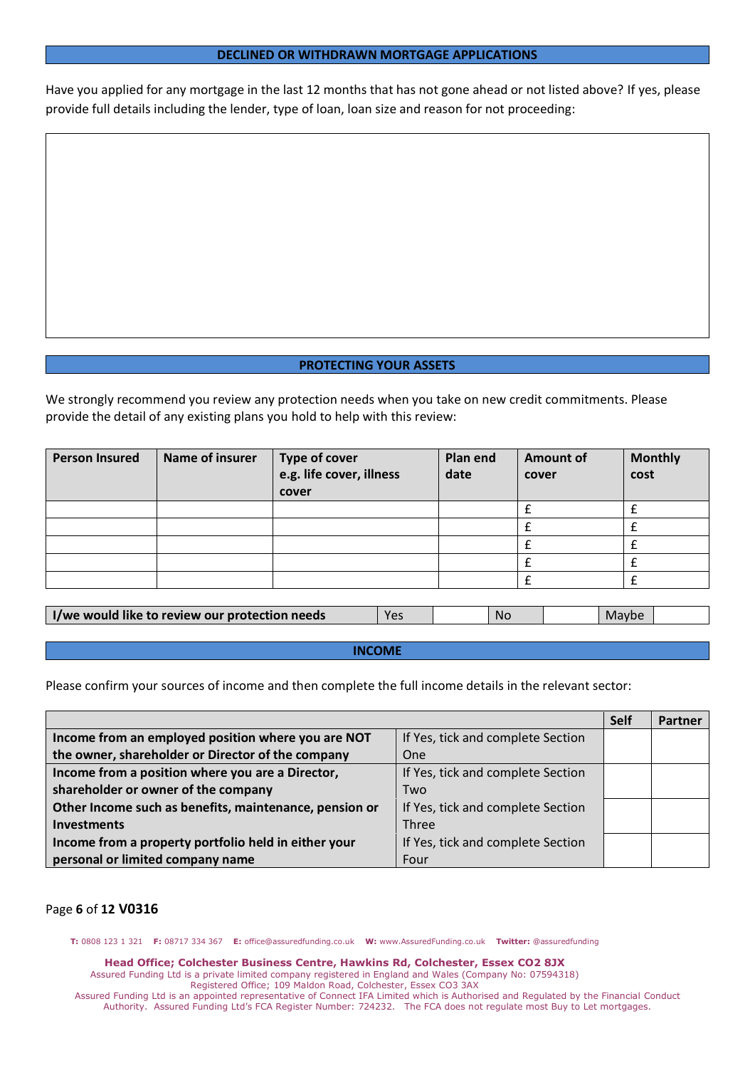## DECLINED OR WITHDRAWN MORTGAGE APPLICATIONS

Have you applied for any mortgage in the last 12 months that has not gone ahead or not listed above? If yes, please provide full details including the lender, type of loan, loan size and reason for not proceeding:

## PROTECTING YOUR ASSETS

We strongly recommend you review any protection needs when you take on new credit commitments. Please provide the detail of any existing plans you hold to help with this review:

| Person Insured | Name of insurer | Type of cover e.g. life cover, illness cover | Plan end date | Amount of cover | Monthly cost |
|---|---|---|---|---|---|
| | | | | £ | £ |
| | | | | £ | £ |
| | | | | £ | £ |
| | | | | £ | £ |
| | | | | £ | £ |

| I/we would like to review our protection needs | Yes | | No | | Maybe | |
|---|---|---|---|---|---|---|

## INCOME

Please confirm your sources of income and then complete the full income details in the relevant sector:

| | | Self | Partner |
|---|---|---|---|
| Income from an employed position where you are NOT the owner, shareholder or Director of the company | If Yes, tick and complete Section One | | |
| Income from a position where you are a Director, shareholder or owner of the company | If Yes, tick and complete Section Two | | |
| Other Income such as benefits, maintenance, pension or Investments | If Yes, tick and complete Section Three | | |
| Income from a property portfolio held in either your personal or limited company name | If Yes, tick and complete Section Four | | |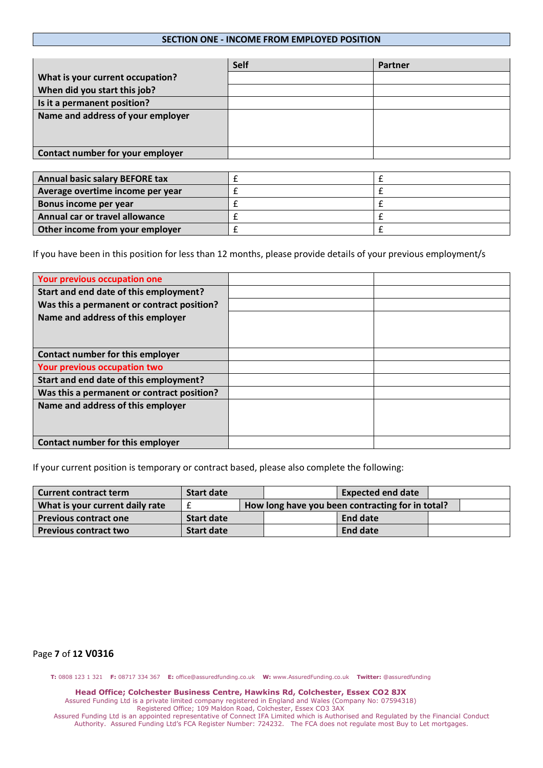## SECTION ONE - INCOME FROM EMPLOYED POSITION

| | Self | Partner |
|---|---|---|
| What is your current occupation? | | |
| When did you start this job? | | |
| Is it a permanent position? | | |
| Name and address of your employer | | |
| Contact number for your employer | | |

| | | |
|---|---|---|
| Annual basic salary BEFORE tax | £ | £ |
| Average overtime income per year | £ | £ |
| Bonus income per year | £ | £ |
| Annual car or travel allowance | £ | £ |
| Other income from your employer | £ | £ |

If you have been in this position for less than 12 months, please provide details of your previous employment/s

| | | |
|---|---|---|
| Your previous occupation one | | |
| Start and end date of this employment? | | |
| Was this a permanent or contract position? | | |
| Name and address of this employer | | |
| Contact number for this employer | | |
| Your previous occupation two | | |
| Start and end date of this employment? | | |
| Was this a permanent or contract position? | | |
| Name and address of this employer | | |
| Contact number for this employer | | |

If your current position is temporary or contract based, please also complete the following:

| | | | | |
|---|---|---|---|---|
| Current contract term | Start date | | Expected end date | |
| What is your current daily rate | £ | How long have you been contracting for in total? | | |
| Previous contract one | Start date | | End date | |
| Previous contract two | Start date | | End date | |

**T:** 0808 123 1 321 **F:** 08717 334 367 **E:** office@assuredfunding.co.uk **W:** www.AssuredFunding.co.uk **Twitter:** @assuredfunding

**Head Office; Colchester Business Centre, Hawkins Rd, Colchester, Essex CO2 8JX**
Assured Funding Ltd is a private limited company registered in England and Wales (Company No: 07594318)
Registered Office; 109 Maldon Road, Colchester, Essex CO3 3AX
Assured Funding Ltd is an appointed representative of Connect IFA Limited which is Authorised and Regulated by the Financial Conduct Authority. Assured Funding Ltd's FCA Register Number: 724232. The FCA does not regulate most Buy to Let mortgages.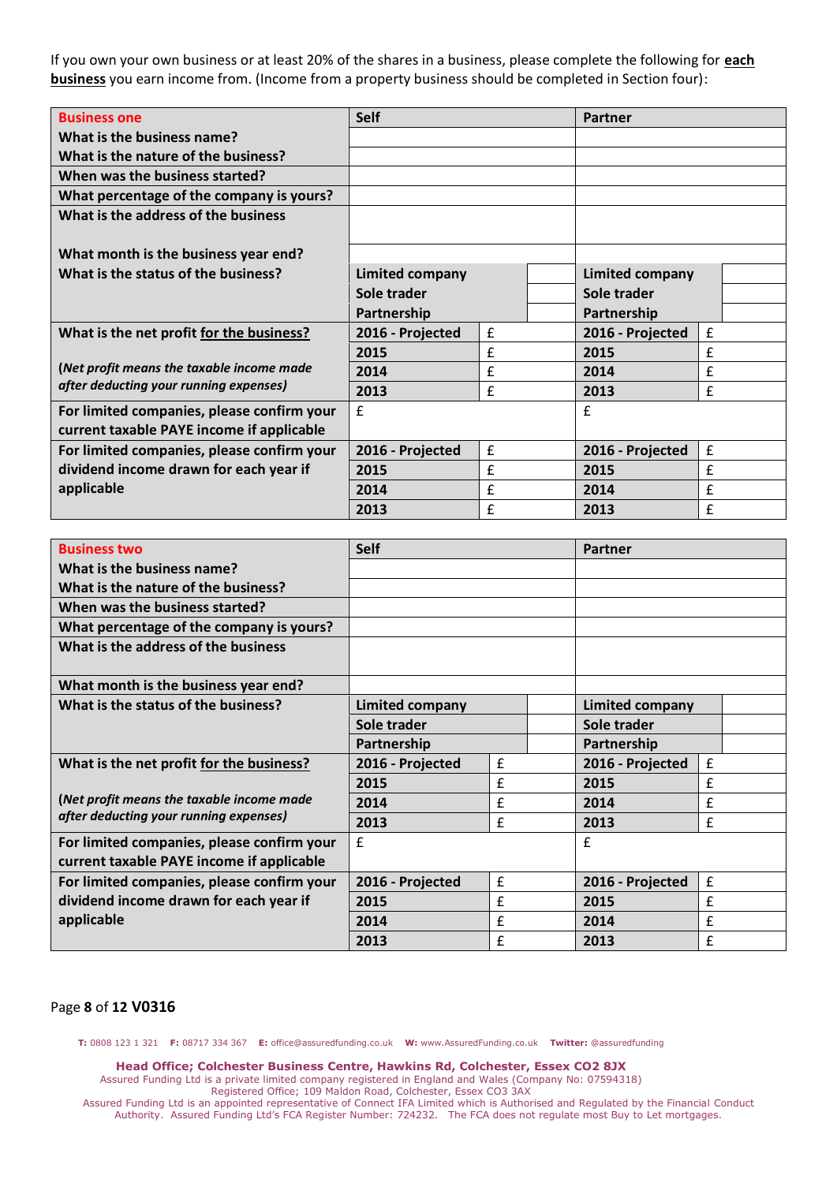If you own your own business or at least 20% of the shares in a business, please complete the following for **each business** you earn income from. (Income from a property business should be completed in Section four):

| **Business one** | **Self** | | **Partner** | |
|---|---|---|---|---|
| **What is the business name?** | | | | |
| **What is the nature of the business?** | | | | |
| **When was the business started?** | | | | |
| **What percentage of the company is yours?** | | | | |
| **What is the address of the business** | | | | |
| **What month is the business year end?** | | | | |
| **What is the status of the business?** | **Limited company** | | **Limited company** | |
| | **Sole trader** | | **Sole trader** | |
| | **Partnership** | | **Partnership** | |
| **What is the net profit for the business?** | **2016 - Projected** | £ | **2016 - Projected** | £ |
| | **2015** | £ | **2015** | £ |
| ***(Net profit means the taxable income made after deducting your running expenses)*** | **2014** | £ | **2014** | £ |
| | **2013** | £ | **2013** | £ |
| **For limited companies, please confirm your current taxable PAYE income if applicable** | £ | | £ | |
| **For limited companies, please confirm your dividend income drawn for each year if applicable** | **2016 - Projected** | £ | **2016 - Projected** | £ |
| | **2015** | £ | **2015** | £ |
| | **2014** | £ | **2014** | £ |
| | **2013** | £ | **2013** | £ |

| **Business two** | **Self** | | **Partner** | |
|---|---|---|---|---|
| **What is the business name?** | | | | |
| **What is the nature of the business?** | | | | |
| **When was the business started?** | | | | |
| **What percentage of the company is yours?** | | | | |
| **What is the address of the business** | | | | |
| **What month is the business year end?** | | | | |
| **What is the status of the business?** | **Limited company** | | **Limited company** | |
| | **Sole trader** | | **Sole trader** | |
| | **Partnership** | | **Partnership** | |
| **What is the net profit for the business?** | **2016 - Projected** | £ | **2016 - Projected** | £ |
| | **2015** | £ | **2015** | £ |
| ***(Net profit means the taxable income made after deducting your running expenses)*** | **2014** | £ | **2014** | £ |
| | **2013** | £ | **2013** | £ |
| **For limited companies, please confirm your current taxable PAYE income if applicable** | £ | | £ | |
| **For limited companies, please confirm your dividend income drawn for each year if applicable** | **2016 - Projected** | £ | **2016 - Projected** | £ |
| | **2015** | £ | **2015** | £ |
| | **2014** | £ | **2014** | £ |
| | **2013** | £ | **2013** | £ |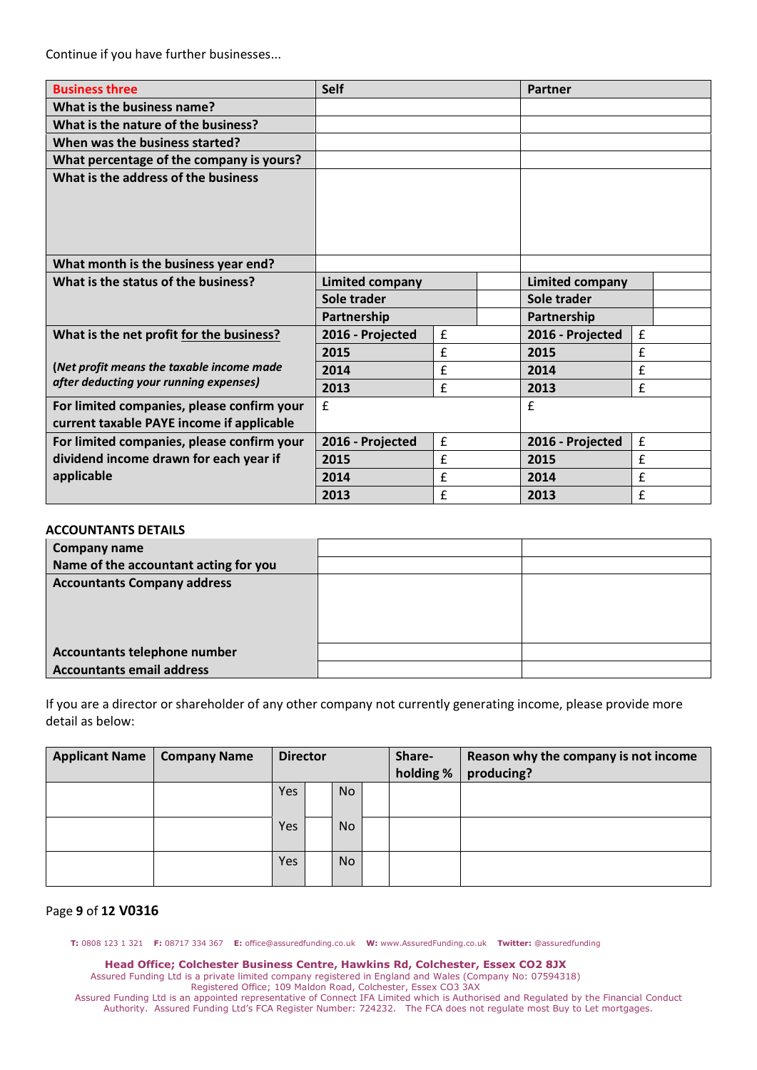Continue if you have further businesses...

| Business three | Self | | | | Partner | | | |
|---|---|---|---|---|---|---|---|---|
| What is the business name? | | | | | | | | |
| What is the nature of the business? | | | | | | | | |
| When was the business started? | | | | | | | | |
| What percentage of the company is yours? | | | | | | | | |
| What is the address of the business | | | | | | | | |
| What month is the business year end? | | | | | | | | |
| What is the status of the business? | Limited company | | | | Limited company | | | |
| | Sole trader | | | | Sole trader | | | |
| | Partnership | | | | Partnership | | | |
| What is the net profit for the business? | 2016 - Projected | £ | | | 2016 - Projected | £ | | |
| | 2015 | £ | | | 2015 | £ | | |
| (*Net profit means the taxable income made* | 2014 | £ | | | 2014 | £ | | |
| *after deducting your running expenses)* | 2013 | £ | | | 2013 | £ | | |
| For limited companies, please confirm your current taxable PAYE income if applicable | £ | | | | £ | | | |
| For limited companies, please confirm your dividend income drawn for each year if applicable | 2016 - Projected | £ | | | 2016 - Projected | £ | | |
| | 2015 | £ | | | 2015 | £ | | |
| | 2014 | £ | | | 2014 | £ | | |
| | 2013 | £ | | | 2013 | £ | | |

**ACCOUNTANTS DETAILS**

| Company name | | |
|---|---|---|
| Name of the accountant acting for you | | |
| Accountants Company address | | |
| Accountants telephone number | | |
| Accountants email address | | |

If you are a director or shareholder of any other company not currently generating income, please provide more detail as below:

| Applicant Name | Company Name | Director | | | | Share-holding % | Reason why the company is not income producing? |
|---|---|---|---|---|---|---|---|
| | | Yes | | No | | | |
| | | Yes | | No | | | |
| | | Yes | | No | | | |

**T:** 0808 123 1 321 **F:** 08717 334 367 **E:** office@assuredfunding.co.uk **W:** www.AssuredFunding.co.uk **Twitter:** @assuredfunding

**Head Office; Colchester Business Centre, Hawkins Rd, Colchester, Essex CO2 8JX**
Assured Funding Ltd is a private limited company registered in England and Wales (Company No: 07594318)
Registered Office; 109 Maldon Road, Colchester, Essex CO3 3AX
Assured Funding Ltd is an appointed representative of Connect IFA Limited which is Authorised and Regulated by the Financial Conduct Authority. Assured Funding Ltd's FCA Register Number: 724232. The FCA does not regulate most Buy to Let mortgages.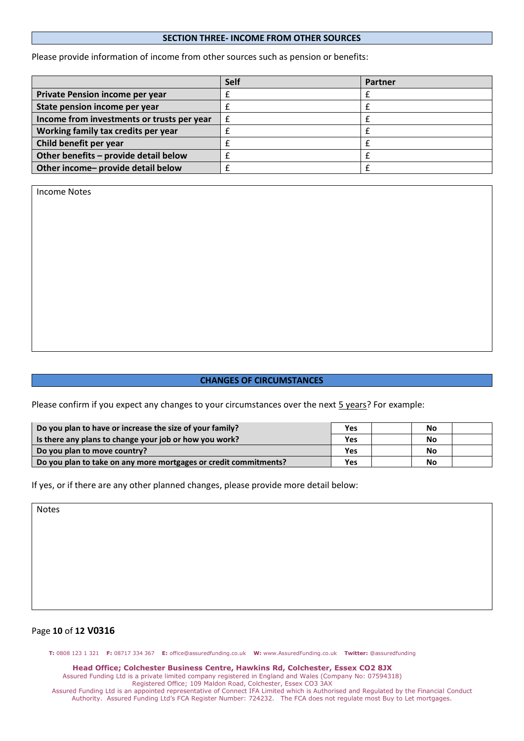## SECTION THREE- INCOME FROM OTHER SOURCES

Please provide information of income from other sources such as pension or benefits:

| | Self | Partner |
|---|---|---|
| **Private Pension income per year** | £ | £ |
| **State pension income per year** | £ | £ |
| **Income from investments or trusts per year** | £ | £ |
| **Working family tax credits per year** | £ | £ |
| **Child benefit per year** | £ | £ |
| **Other benefits – provide detail below** | £ | £ |
| **Other income– provide detail below** | £ | £ |

Income Notes

## CHANGES OF CIRCUMSTANCES

Please confirm if you expect any changes to your circumstances over the next 5 years? For example:

| | | | | |
|---|---|---|---|---|
| **Do you plan to have or increase the size of your family?** | **Yes** | | **No** | |
| **Is there any plans to change your job or how you work?** | **Yes** | | **No** | |
| **Do you plan to move country?** | **Yes** | | **No** | |
| **Do you plan to take on any more mortgages or credit commitments?** | **Yes** | | **No** | |

If yes, or if there are any other planned changes, please provide more detail below:

Notes

**T:** 0808 123 1 321 **F:** 08717 334 367 **E:** office@assuredfunding.co.uk **W:** www.AssuredFunding.co.uk **Twitter:** @assuredfunding

**Head Office; Colchester Business Centre, Hawkins Rd, Colchester, Essex CO2 8JX**
Assured Funding Ltd is a private limited company registered in England and Wales (Company No: 07594318)
Registered Office; 109 Maldon Road, Colchester, Essex CO3 3AX
Assured Funding Ltd is an appointed representative of Connect IFA Limited which is Authorised and Regulated by the Financial Conduct Authority. Assured Funding Ltd's FCA Register Number: 724232. The FCA does not regulate most Buy to Let mortgages.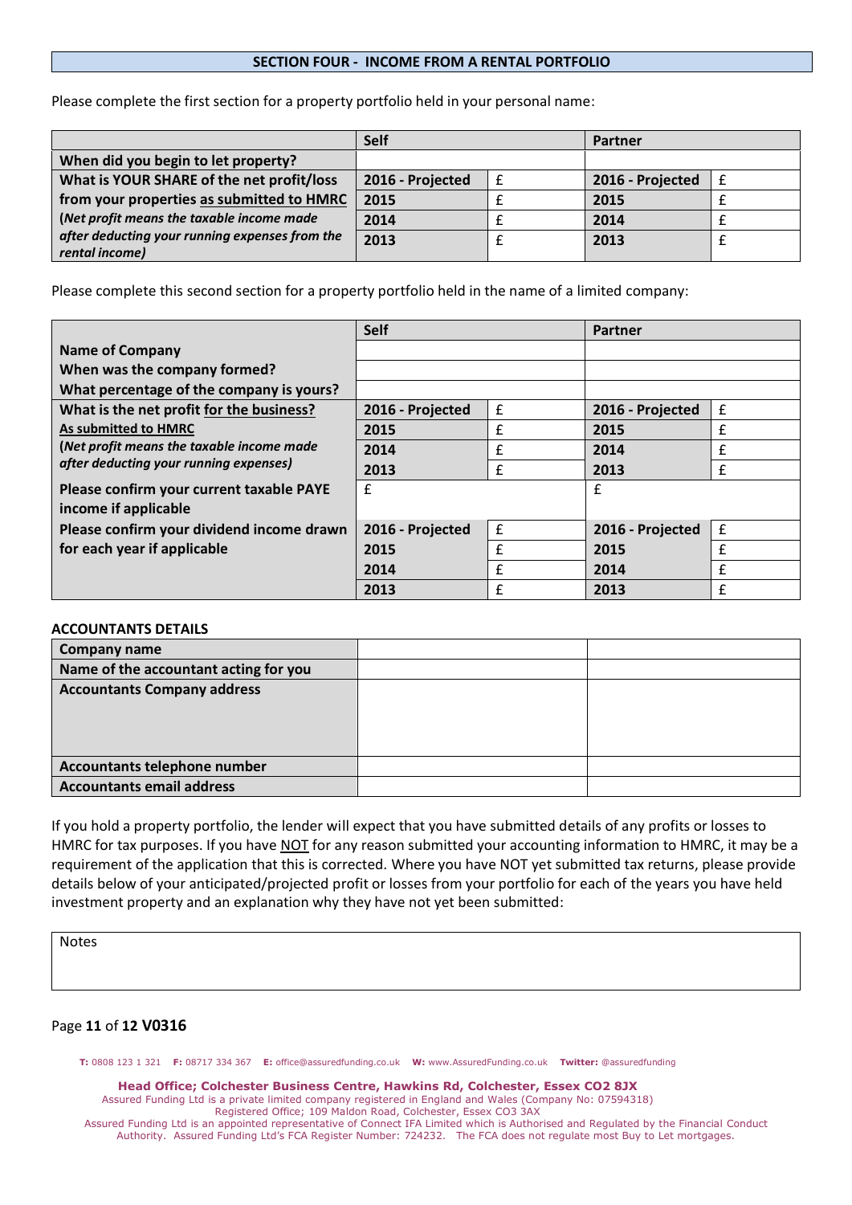## SECTION FOUR - INCOME FROM A RENTAL PORTFOLIO

Please complete the first section for a property portfolio held in your personal name:

| | Self | | Partner | |
|---|---|---|---|---|
| **When did you begin to let property?** | | | | |
| **What is YOUR SHARE of the net profit/loss from your properties as submitted to HMRC** (*Net profit means the taxable income made after deducting your running expenses from the rental income*) | **2016 - Projected** | £ | **2016 - Projected** | £ |
| | **2015** | £ | **2015** | £ |
| | **2014** | £ | **2014** | £ |
| | **2013** | £ | **2013** | £ |

Please complete this second section for a property portfolio held in the name of a limited company:

| | Self | | Partner | |
|---|---|---|---|---|
| **Name of Company** | | | | |
| **When was the company formed?** | | | | |
| **What percentage of the company is yours?** | | | | |
| **What is the net profit for the business? As submitted to HMRC** (*Net profit means the taxable income made after deducting your running expenses*) | **2016 - Projected** | £ | **2016 - Projected** | £ |
| | **2015** | £ | **2015** | £ |
| | **2014** | £ | **2014** | £ |
| | **2013** | £ | **2013** | £ |
| **Please confirm your current taxable PAYE income if applicable** | £ | | £ | |
| **Please confirm your dividend income drawn for each year if applicable** | **2016 - Projected** | £ | **2016 - Projected** | £ |
| | **2015** | £ | **2015** | £ |
| | **2014** | £ | **2014** | £ |
| | **2013** | £ | **2013** | £ |

### ACCOUNTANTS DETAILS

| | | |
|---|---|---|
| **Company name** | | |
| **Name of the accountant acting for you** | | |
| **Accountants Company address** | | |
| **Accountants telephone number** | | |
| **Accountants email address** | | |

If you hold a property portfolio, the lender will expect that you have submitted details of any profits or losses to HMRC for tax purposes. If you have NOT for any reason submitted your accounting information to HMRC, it may be a requirement of the application that this is corrected. Where you have NOT yet submitted tax returns, please provide details below of your anticipated/projected profit or losses from your portfolio for each of the years you have held investment property and an explanation why they have not yet been submitted:

| Notes |
|---|
| |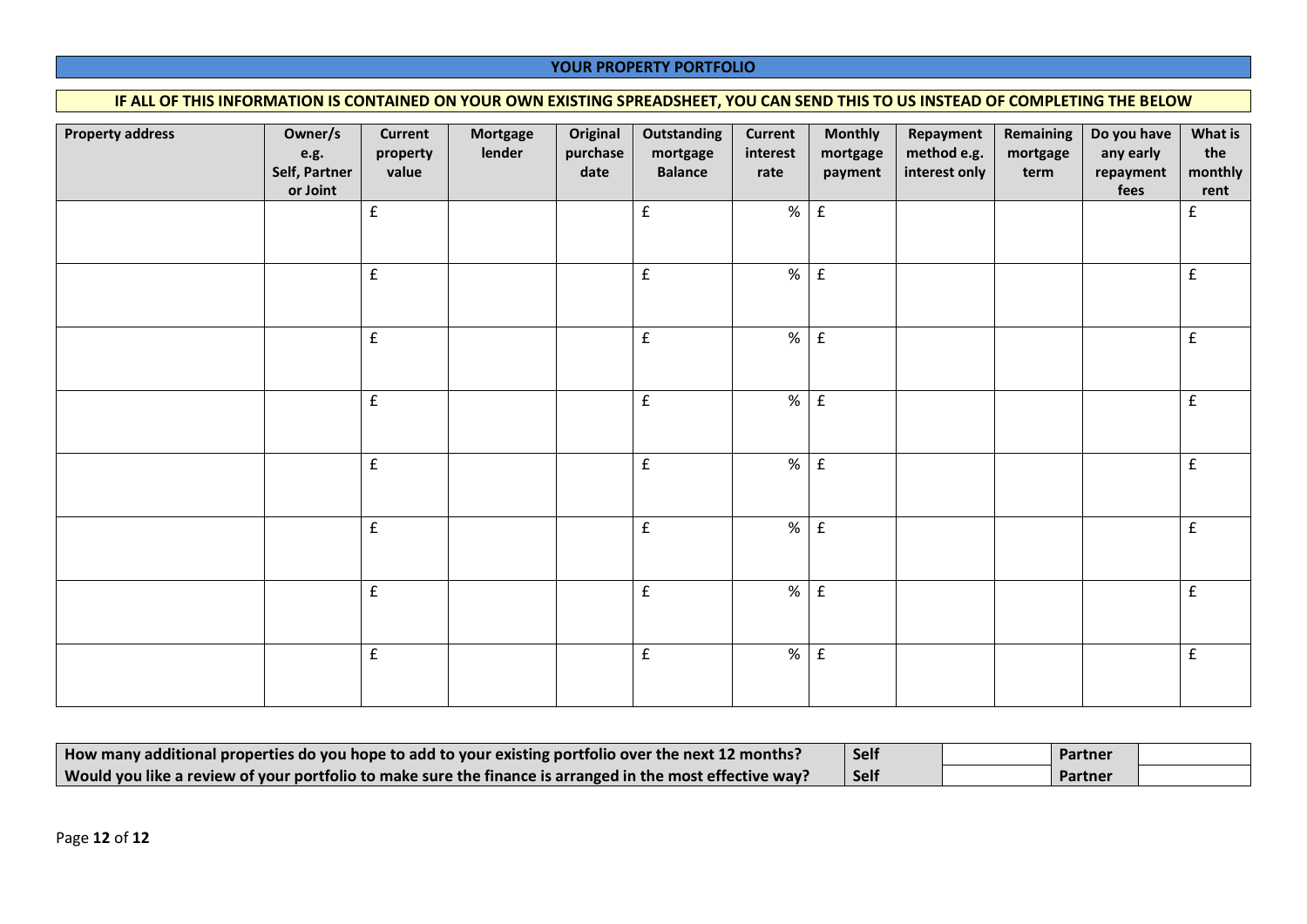## YOUR PROPERTY PORTFOLIO

**IF ALL OF THIS INFORMATION IS CONTAINED ON YOUR OWN EXISTING SPREADSHEET, YOU CAN SEND THIS TO US INSTEAD OF COMPLETING THE BELOW**

| Property address | Owner/s e.g. Self, Partner or Joint | Current property value | Mortgage lender | Original purchase date | Outstanding mortgage Balance | Current interest rate | Monthly mortgage payment | Repayment method e.g. interest only | Remaining mortgage term | Do you have any early repayment fees | What is the monthly rent |
|---|---|---|---|---|---|---|---|---|---|---|---|
| | | £ | | | £ | % | £ | | | | £ |
| | | £ | | | £ | % | £ | | | | £ |
| | | £ | | | £ | % | £ | | | | £ |
| | | £ | | | £ | % | £ | | | | £ |
| | | £ | | | £ | % | £ | | | | £ |
| | | £ | | | £ | % | £ | | | | £ |
| | | £ | | | £ | % | £ | | | | £ |
| | | £ | | | £ | % | £ | | | | £ |

| | | | | |
|---|---|---|---|---|
| **How many additional properties do you hope to add to your existing portfolio over the next 12 months?** | **Self** | | **Partner** | |
| **Would you like a review of your portfolio to make sure the finance is arranged in the most effective way?** | **Self** | | **Partner** | |